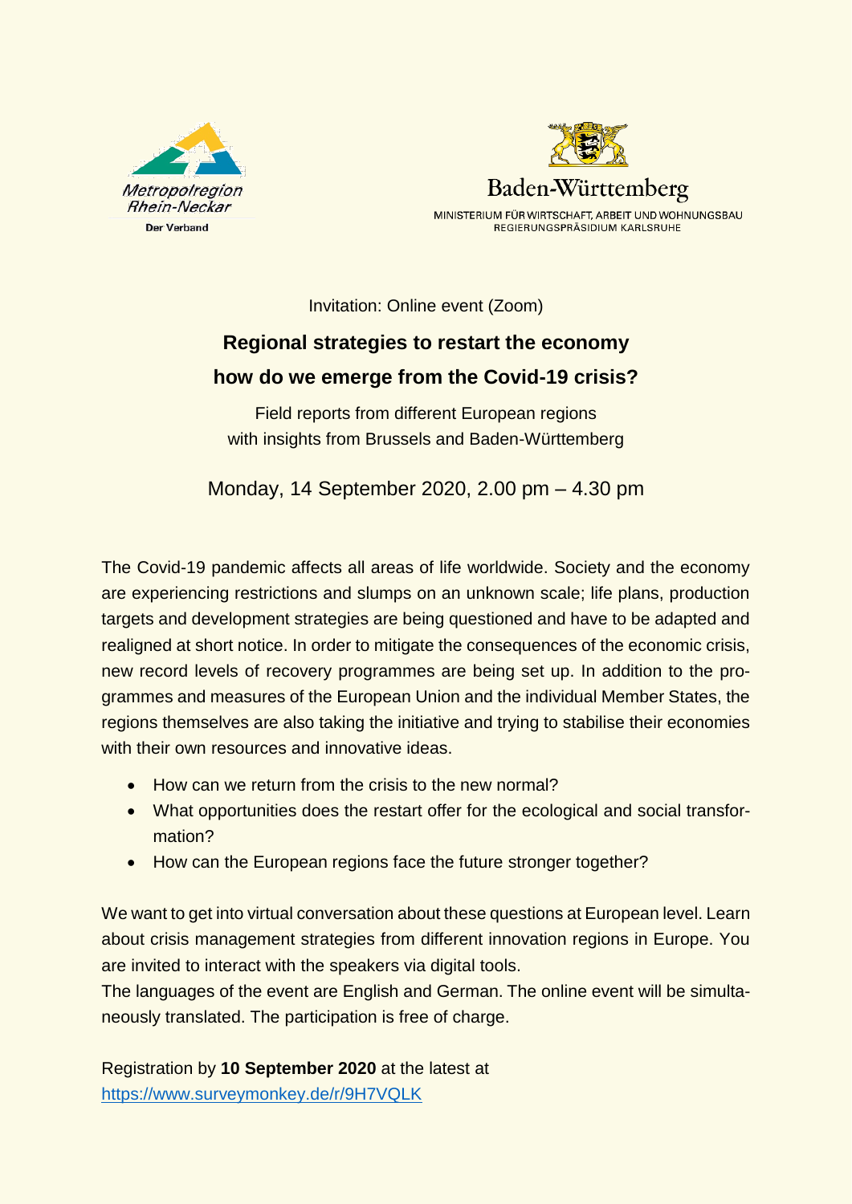Metropolregion Rhein-Neckar
Der Verband

Baden-Württemberg
MINISTERIUM FÜR WIRTSCHAFT, ARBEIT UND WOHNUNGSBAU
REGIERUNGSPRÄSIDIUM KARLSRUHE

Invitation: Online event (Zoom)

# Regional strategies to restart the economy
# how do we emerge from the Covid-19 crisis?

Field reports from different European regions
with insights from Brussels and Baden-Württemberg

Monday, 14 September 2020, 2.00 pm – 4.30 pm

The Covid-19 pandemic affects all areas of life worldwide. Society and the economy are experiencing restrictions and slumps on an unknown scale; life plans, production targets and development strategies are being questioned and have to be adapted and realigned at short notice. In order to mitigate the consequences of the economic crisis, new record levels of recovery programmes are being set up. In addition to the programmes and measures of the European Union and the individual Member States, the regions themselves are also taking the initiative and trying to stabilise their economies with their own resources and innovative ideas.

- How can we return from the crisis to the new normal?
- What opportunities does the restart offer for the ecological and social transformation?
- How can the European regions face the future stronger together?

We want to get into virtual conversation about these questions at European level. Learn about crisis management strategies from different innovation regions in Europe. You are invited to interact with the speakers via digital tools.
The languages of the event are English and German. The online event will be simultaneously translated. The participation is free of charge.

Registration by **10 September 2020** at the latest at
https://www.surveymonkey.de/r/9H7VQLK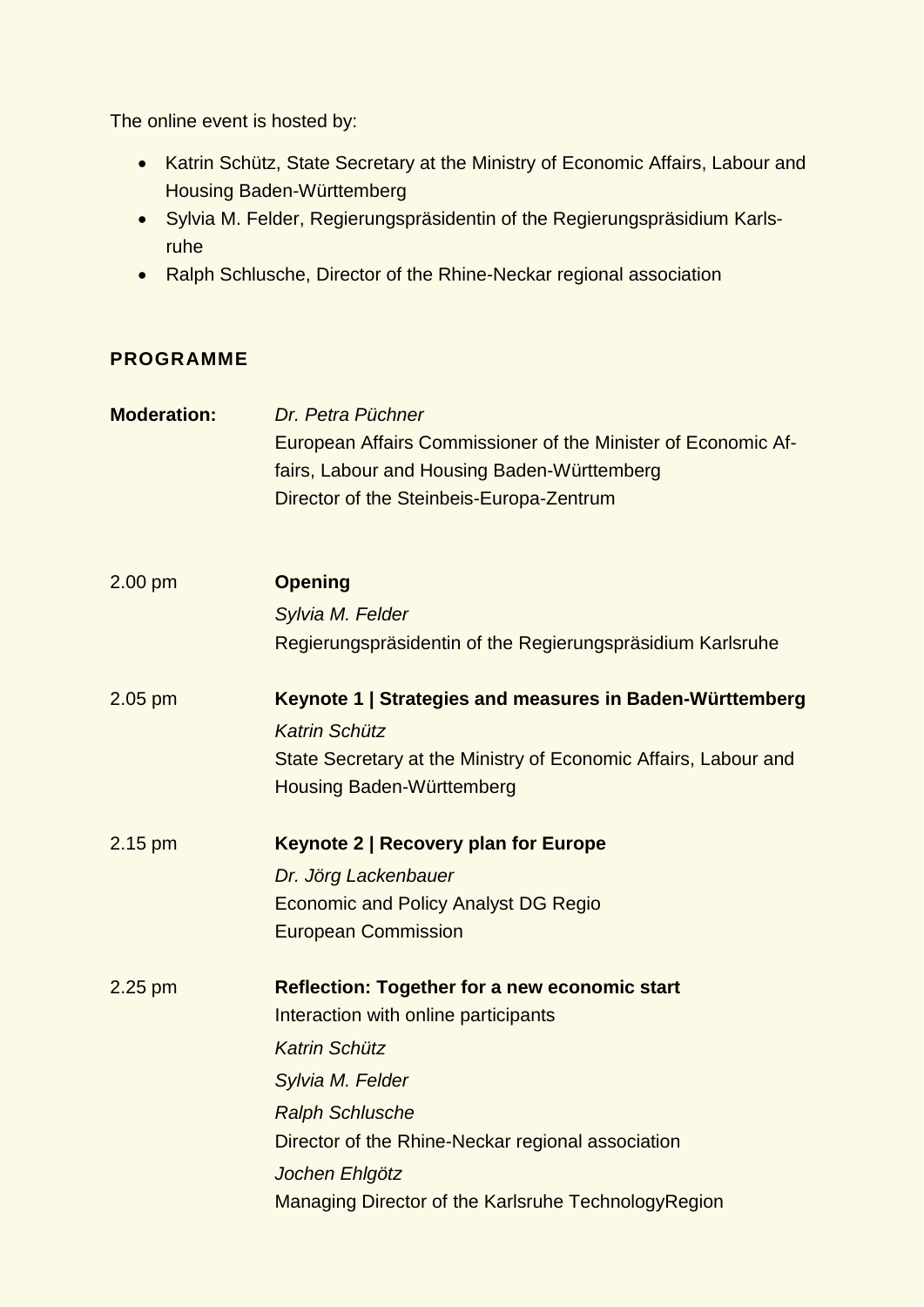The online event is hosted by:

- Katrin Schütz, State Secretary at the Ministry of Economic Affairs, Labour and Housing Baden-Württemberg
- Sylvia M. Felder, Regierungspräsidentin of the Regierungspräsidium Karlsruhe
- Ralph Schlusche, Director of the Rhine-Neckar regional association

## PROGRAMME

**Moderation:** *Dr. Petra Püchner*
European Affairs Commissioner of the Minister of Economic Affairs, Labour and Housing Baden-Württemberg
Director of the Steinbeis-Europa-Zentrum

2.00 pm **Opening**
*Sylvia M. Felder*
Regierungspräsidentin of the Regierungspräsidium Karlsruhe

2.05 pm **Keynote 1 | Strategies and measures in Baden-Württemberg**
*Katrin Schütz*
State Secretary at the Ministry of Economic Affairs, Labour and Housing Baden-Württemberg

2.15 pm **Keynote 2 | Recovery plan for Europe**
*Dr. Jörg Lackenbauer*
Economic and Policy Analyst DG Regio
European Commission

2.25 pm **Reflection: Together for a new economic start**
Interaction with online participants
*Katrin Schütz*
*Sylvia M. Felder*
*Ralph Schlusche*
Director of the Rhine-Neckar regional association
*Jochen Ehlgötz*
Managing Director of the Karlsruhe TechnologyRegion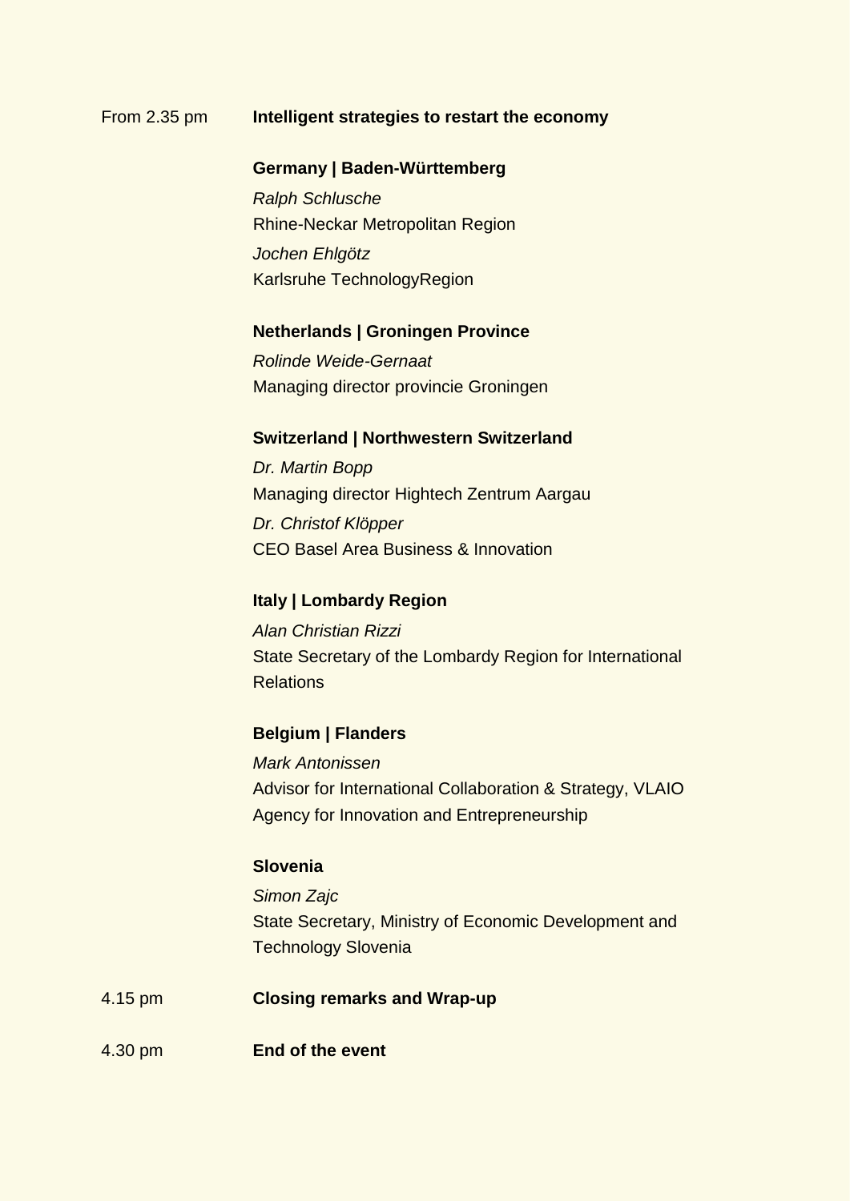From 2.35 pm **Intelligent strategies to restart the economy**

**Germany | Baden-Württemberg**

*Ralph Schlusche*
Rhine-Neckar Metropolitan Region

*Jochen Ehlgötz*
Karlsruhe TechnologyRegion

**Netherlands | Groningen Province**

*Rolinde Weide-Gernaat*
Managing director provincie Groningen

**Switzerland | Northwestern Switzerland**

*Dr. Martin Bopp*
Managing director Hightech Zentrum Aargau

*Dr. Christof Klöpper*
CEO Basel Area Business & Innovation

**Italy | Lombardy Region**

*Alan Christian Rizzi*
State Secretary of the Lombardy Region for International Relations

**Belgium | Flanders**

*Mark Antonissen*
Advisor for International Collaboration & Strategy, VLAIO Agency for Innovation and Entrepreneurship

**Slovenia**

*Simon Zajc*
State Secretary, Ministry of Economic Development and Technology Slovenia

4.15 pm **Closing remarks and Wrap-up**

4.30 pm **End of the event**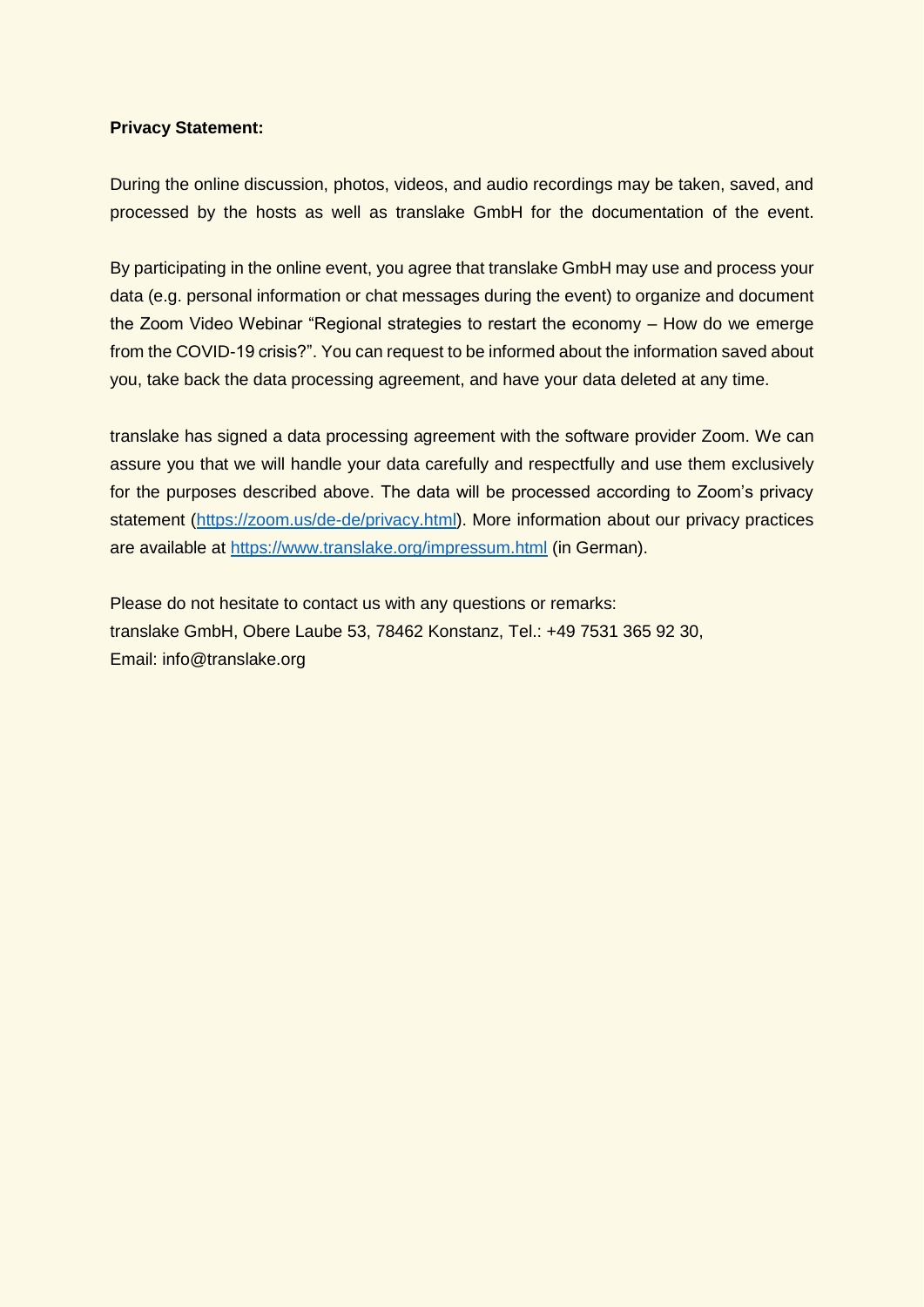**Privacy Statement:**

During the online discussion, photos, videos, and audio recordings may be taken, saved, and processed by the hosts as well as translake GmbH for the documentation of the event.

By participating in the online event, you agree that translake GmbH may use and process your data (e.g. personal information or chat messages during the event) to organize and document the Zoom Video Webinar "Regional strategies to restart the economy – How do we emerge from the COVID-19 crisis?". You can request to be informed about the information saved about you, take back the data processing agreement, and have your data deleted at any time.

translake has signed a data processing agreement with the software provider Zoom. We can assure you that we will handle your data carefully and respectfully and use them exclusively for the purposes described above. The data will be processed according to Zoom's privacy statement (https://zoom.us/de-de/privacy.html). More information about our privacy practices are available at https://www.translake.org/impressum.html (in German).

Please do not hesitate to contact us with any questions or remarks:
translake GmbH, Obere Laube 53, 78462 Konstanz, Tel.: +49 7531 365 92 30,
Email: info@translake.org